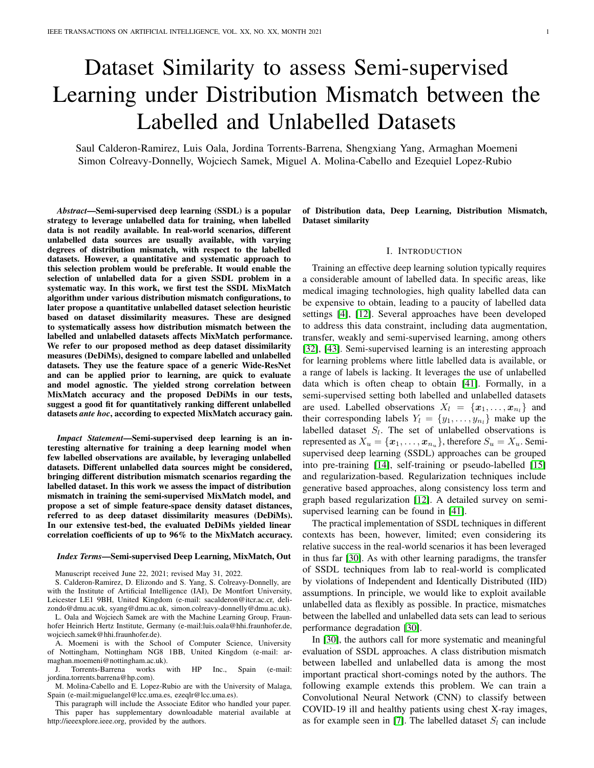# Dataset Similarity to assess Semi-supervised Learning under Distribution Mismatch between the Labelled and Unlabelled Datasets

Saul Calderon-Ramirez, Luis Oala, Jordina Torrents-Barrena, Shengxiang Yang, Armaghan Moemeni Simon Colreavy-Donnelly, Wojciech Samek, Miguel A. Molina-Cabello and Ezequiel Lopez-Rubio

***Abstract*—Semi-supervised deep learning (SSDL) is a popular strategy to leverage unlabelled data for training, when labelled data is not readily available. In real-world scenarios, different unlabelled data sources are usually available, with varying degrees of distribution mismatch, with respect to the labelled datasets. However, a quantitative and systematic approach to this selection problem would be preferable. It would enable the selection of unlabelled data for a given SSDL problem in a systematic way. In this work, we first test the SSDL MixMatch algorithm under various distribution mismatch configurations, to later propose a quantitative unlabelled dataset selection heuristic based on dataset dissimilarity measures. These are designed to systematically assess how distribution mismatch between the labelled and unlabelled datasets affects MixMatch performance. We refer to our proposed method as deep dataset dissimilarity measures (DeDiMs), designed to compare labelled and unlabelled datasets. They use the feature space of a generic Wide-ResNet and can be applied prior to learning, are quick to evaluate and model agnostic. The yielded strong correlation between MixMatch accuracy and the proposed DeDiMs in our tests, suggest a good fit for quantitatively ranking different unlabelled datasets *ante hoc*, according to expected MixMatch accuracy gain.**

***Impact Statement*—Semi-supervised deep learning is an interesting alternative for training a deep learning model when few labelled observations are available, by leveraging unlabelled datasets. Different unlabelled data sources might be considered, bringing different distribution mismatch scenarios regarding the labelled dataset. In this work we assess the impact of distribution mismatch in training the semi-supervised MixMatch model, and propose a set of simple feature-space density dataset distances, referred to as deep dataset dissimilarity measures (DeDiMs). In our extensive test-bed, the evaluated DeDiMs yielded linear correlation coefficients of up to 96% to the MixMatch accuracy.**

***Index Terms*—Semi-supervised Deep Learning, MixMatch, Out of Distribution data, Deep Learning, Distribution Mismatch, Dataset similarity**

Manuscript received June 22, 2021; revised May 31, 2022.

S. Calderon-Ramirez, D. Elizondo and S. Yang, S. Colreavy-Donnelly, are with the Institute of Artificial Intelligence (IAI), De Montfort University, Leicester LE1 9BH, United Kingdom (e-mail: sacalderon@itcr.ac.cr, delizondo@dmu.ac.uk, syang@dmu.ac.uk, simon.colreavy-donnelly@dmu.ac.uk).

L. Oala and Wojciech Samek are with the Machine Learning Group, Fraunhofer Heinrich Hertz Institute, Germany (e-mail:luis.oala@hhi.fraunhofer.de, wojciech.samek@hhi.fraunhofer.de).

A. Moemeni is with the School of Computer Science, University of Nottingham, Nottingham NG8 1BB, United Kingdom (e-mail: armaghan.moemeni@nottingham.ac.uk).

J. Torrents-Barrena works with HP Inc., Spain (e-mail: jordina.torrents.barrena@hp.com).

M. Molina-Cabello and E. Lopez-Rubio are with the University of Malaga, Spain (e-mail:miguelangel@lcc.uma.es, ezeqlr@lcc.uma.es).

This paragraph will include the Associate Editor who handled your paper.

This paper has supplementary downloadable material available at http://ieeexplore.ieee.org, provided by the authors.

## I. Introduction

Training an effective deep learning solution typically requires a considerable amount of labelled data. In specific areas, like medical imaging technologies, high quality labelled data can be expensive to obtain, leading to a paucity of labelled data settings [4], [12]. Several approaches have been developed to address this data constraint, including data augmentation, transfer, weakly and semi-supervised learning, among others [32], [43]. Semi-supervised learning is an interesting approach for learning problems where little labelled data is available, or a range of labels is lacking. It leverages the use of unlabelled data which is often cheap to obtain [41]. Formally, in a semi-supervised setting both labelled and unlabelled datasets are used. Labelled observations $X_l = \{\boldsymbol{x}_1, \ldots, \boldsymbol{x}_{n_l}\}$ and their corresponding labels $Y_l = \{y_1, \ldots, y_{n_l}\}$ make up the labelled dataset $S_l$. The set of unlabelled observations is represented as $X_u = \{\boldsymbol{x}_1, \ldots, \boldsymbol{x}_{n_u}\}$, therefore $S_u = X_u$. Semi-supervised deep learning (SSDL) approaches can be grouped into pre-training [14], self-training or pseudo-labelled [15] and regularization-based. Regularization techniques include generative based approaches, along consistency loss term and graph based regularization [12]. A detailed survey on semi-supervised learning can be found in [41].

The practical implementation of SSDL techniques in different contexts has been, however, limited; even considering its relative success in the real-world scenarios it has been leveraged in thus far [30]. As with other learning paradigms, the transfer of SSDL techniques from lab to real-world is complicated by violations of Independent and Identically Distributed (IID) assumptions. In principle, we would like to exploit available unlabelled data as flexibly as possible. In practice, mismatches between the labelled and unlabelled data sets can lead to serious performance degradation [30].

In [30], the authors call for more systematic and meaningful evaluation of SSDL approaches. A class distribution mismatch between labelled and unlabelled data is among the most important practical short-comings noted by the authors. The following example extends this problem. We can train a Convolutional Neural Network (CNN) to classify between COVID-19 ill and healthy patients using chest X-ray images, as for example seen in [7]. The labelled dataset $S_l$ can include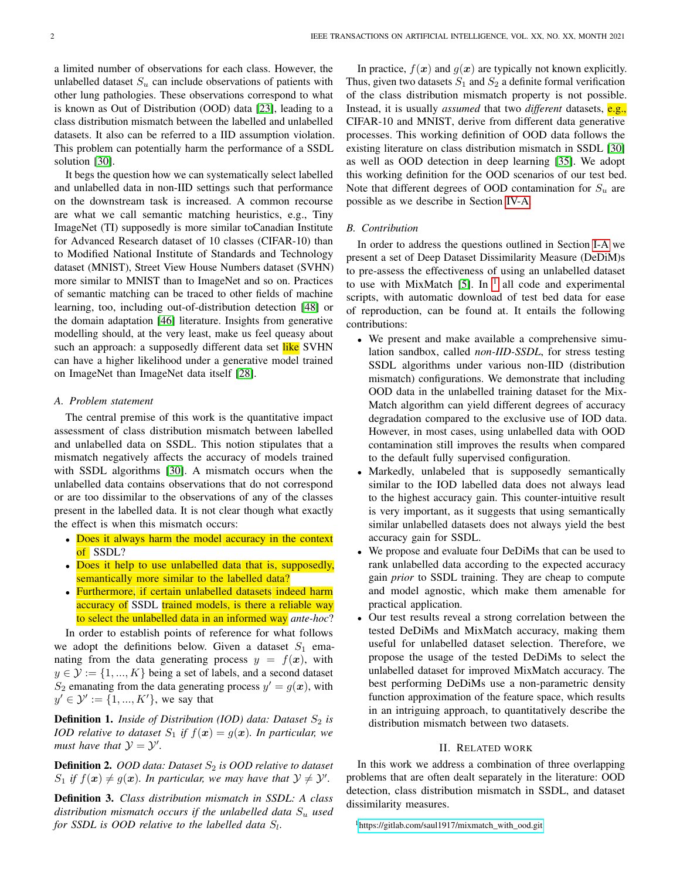a limited number of observations for each class. However, the unlabelled dataset $S_u$ can include observations of patients with other lung pathologies. These observations correspond to what is known as Out of Distribution (OOD) data [23], leading to a class distribution mismatch between the labelled and unlabelled datasets. It also can be referred to a IID assumption violation. This problem can potentially harm the performance of a SSDL solution [30].

It begs the question how we can systematically select labelled and unlabelled data in non-IID settings such that performance on the downstream task is increased. A common recourse are what we call semantic matching heuristics, e.g., Tiny ImageNet (TI) supposedly is more similar toCanadian Institute for Advanced Research dataset of 10 classes (CIFAR-10) than to Modified National Institute of Standards and Technology dataset (MNIST), Street View House Numbers dataset (SVHN) more similar to MNIST than to ImageNet and so on. Practices of semantic matching can be traced to other fields of machine learning, too, including out-of-distribution detection [48] or the domain adaptation [46] literature. Insights from generative modelling should, at the very least, make us feel queasy about such an approach: a supposedly different data set like SVHN can have a higher likelihood under a generative model trained on ImageNet than ImageNet data itself [28].

### A. Problem statement

The central premise of this work is the quantitative impact assessment of class distribution mismatch between labelled and unlabelled data on SSDL. This notion stipulates that a mismatch negatively affects the accuracy of models trained with SSDL algorithms [30]. A mismatch occurs when the unlabelled data contains observations that do not correspond or are too dissimilar to the observations of any of the classes present in the labelled data. It is not clear though what exactly the effect is when this mismatch occurs:

- Does it always harm the model accuracy in the context of SSDL?
- Does it help to use unlabelled data that is, supposedly, semantically more similar to the labelled data?
- Furthermore, if certain unlabelled datasets indeed harm accuracy of SSDL trained models, is there a reliable way to select the unlabelled data in an informed way *ante-hoc*?

In order to establish points of reference for what follows we adopt the definitions below. Given a dataset $S_1$ emanating from the data generating process $y = f(\boldsymbol{x})$, with $y \in \mathcal{Y} := \{1, ..., K\}$ being a set of labels, and a second dataset $S_2$ emanating from the data generating process $y' = g(\boldsymbol{x})$, with $y' \in \mathcal{Y}' := \{1, ..., K'\}$, we say that

**Definition 1.** *Inside of Distribution (IOD) data: Dataset $S_2$ is IOD relative to dataset $S_1$ if $f(\boldsymbol{x}) = g(\boldsymbol{x})$. In particular, we must have that $\mathcal{Y} = \mathcal{Y}'$.*

**Definition 2.** *OOD data: Dataset $S_2$ is OOD relative to dataset $S_1$ if $f(\boldsymbol{x}) \neq g(\boldsymbol{x})$. In particular, we may have that $\mathcal{Y} \neq \mathcal{Y}'$.*

**Definition 3.** *Class distribution mismatch in SSDL: A class distribution mismatch occurs if the unlabelled data $S_u$ used for SSDL is OOD relative to the labelled data $S_l$.*

In practice, $f(\boldsymbol{x})$ and $g(\boldsymbol{x})$ are typically not known explicitly. Thus, given two datasets $S_1$ and $S_2$ a definite formal verification of the class distribution mismatch property is not possible. Instead, it is usually *assumed* that two *different* datasets, e.g., CIFAR-10 and MNIST, derive from different data generative processes. This working definition of OOD data follows the existing literature on class distribution mismatch in SSDL [30] as well as OOD detection in deep learning [35]. We adopt this working definition for the OOD scenarios of our test bed. Note that different degrees of OOD contamination for $S_u$ are possible as we describe in Section IV-A.

### B. Contribution

In order to address the questions outlined in Section I-A we present a set of Deep Dataset Dissimilarity Measure (DeDiM)s to pre-assess the effectiveness of using an unlabelled dataset to use with MixMatch [5]. In [1] all code and experimental scripts, with automatic download of test bed data for ease of reproduction, can be found at. It entails the following contributions:

- We present and make available a comprehensive simulation sandbox, called *non-IID-SSDL*, for stress testing SSDL algorithms under various non-IID (distribution mismatch) configurations. We demonstrate that including OOD data in the unlabelled training dataset for the MixMatch algorithm can yield different degrees of accuracy degradation compared to the exclusive use of IOD data. However, in most cases, using unlabelled data with OOD contamination still improves the results when compared to the default fully supervised configuration.
- Markedly, unlabeled that is supposedly semantically similar to the IOD labelled data does not always lead to the highest accuracy gain. This counter-intuitive result is very important, as it suggests that using semantically similar unlabelled datasets does not always yield the best accuracy gain for SSDL.
- We propose and evaluate four DeDiMs that can be used to rank unlabelled data according to the expected accuracy gain *prior* to SSDL training. They are cheap to compute and model agnostic, which make them amenable for practical application.
- Our test results reveal a strong correlation between the tested DeDiMs and MixMatch accuracy, making them useful for unlabelled dataset selection. Therefore, we propose the usage of the tested DeDiMs to select the unlabelled dataset for improved MixMatch accuracy. The best performing DeDiMs use a non-parametric density function approximation of the feature space, which results in an intriguing approach, to quantitatively describe the distribution mismatch between two datasets.

## II. Related work

In this work we address a combination of three overlapping problems that are often dealt separately in the literature: OOD detection, class distribution mismatch in SSDL, and dataset dissimilarity measures.

[1] https://gitlab.com/saul1917/mixmatch_with_ood.git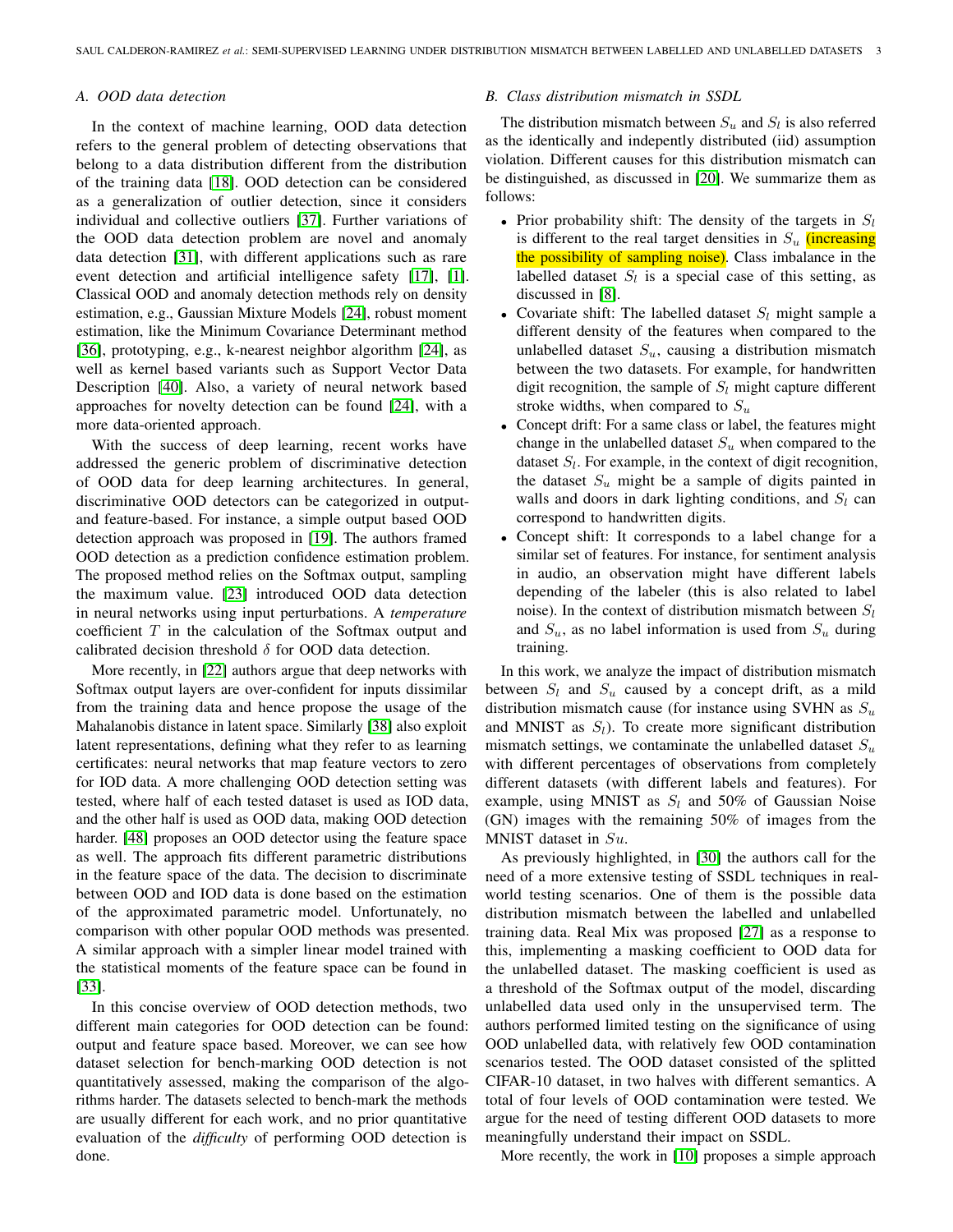### A. OOD data detection

In the context of machine learning, OOD data detection refers to the general problem of detecting observations that belong to a data distribution different from the distribution of the training data [18]. OOD detection can be considered as a generalization of outlier detection, since it considers individual and collective outliers [37]. Further variations of the OOD data detection problem are novel and anomaly data detection [31], with different applications such as rare event detection and artificial intelligence safety [17], [1]. Classical OOD and anomaly detection methods rely on density estimation, e.g., Gaussian Mixture Models [24], robust moment estimation, like the Minimum Covariance Determinant method [36], prototyping, e.g., k-nearest neighbor algorithm [24], as well as kernel based variants such as Support Vector Data Description [40]. Also, a variety of neural network based approaches for novelty detection can be found [24], with a more data-oriented approach.

With the success of deep learning, recent works have addressed the generic problem of discriminative detection of OOD data for deep learning architectures. In general, discriminative OOD detectors can be categorized in output- and feature-based. For instance, a simple output based OOD detection approach was proposed in [19]. The authors framed OOD detection as a prediction confidence estimation problem. The proposed method relies on the Softmax output, sampling the maximum value. [23] introduced OOD data detection in neural networks using input perturbations. A *temperature* coefficient $T$ in the calculation of the Softmax output and calibrated decision threshold $\delta$ for OOD data detection.

More recently, in [22] authors argue that deep networks with Softmax output layers are over-confident for inputs dissimilar from the training data and hence propose the usage of the Mahalanobis distance in latent space. Similarly [38] also exploit latent representations, defining what they refer to as learning certificates: neural networks that map feature vectors to zero for IOD data. A more challenging OOD detection setting was tested, where half of each tested dataset is used as IOD data, and the other half is used as OOD data, making OOD detection harder. [48] proposes an OOD detector using the feature space as well. The approach fits different parametric distributions in the feature space of the data. The decision to discriminate between OOD and IOD data is done based on the estimation of the approximated parametric model. Unfortunately, no comparison with other popular OOD methods was presented. A similar approach with a simpler linear model trained with the statistical moments of the feature space can be found in [33].

In this concise overview of OOD detection methods, two different main categories for OOD detection can be found: output and feature space based. Moreover, we can see how dataset selection for bench-marking OOD detection is not quantitatively assessed, making the comparison of the algorithms harder. The datasets selected to bench-mark the methods are usually different for each work, and no prior quantitative evaluation of the *difficulty* of performing OOD detection is done.

### B. Class distribution mismatch in SSDL

The distribution mismatch between $S_u$ and $S_l$ is also referred as the identically and indepently distributed (iid) assumption violation. Different causes for this distribution mismatch can be distinguished, as discussed in [20]. We summarize them as follows:

- Prior probability shift: The density of the targets in $S_l$ is different to the real target densities in $S_u$ (increasing the possibility of sampling noise). Class imbalance in the labelled dataset $S_l$ is a special case of this setting, as discussed in [8].
- Covariate shift: The labelled dataset $S_l$ might sample a different density of the features when compared to the unlabelled dataset $S_u$, causing a distribution mismatch between the two datasets. For example, for handwritten digit recognition, the sample of $S_l$ might capture different stroke widths, when compared to $S_u$
- Concept drift: For a same class or label, the features might change in the unlabelled dataset $S_u$ when compared to the dataset $S_l$. For example, in the context of digit recognition, the dataset $S_u$ might be a sample of digits painted in walls and doors in dark lighting conditions, and $S_l$ can correspond to handwritten digits.
- Concept shift: It corresponds to a label change for a similar set of features. For instance, for sentiment analysis in audio, an observation might have different labels depending of the labeler (this is also related to label noise). In the context of distribution mismatch between $S_l$ and $S_u$, as no label information is used from $S_u$ during training.

In this work, we analyze the impact of distribution mismatch between $S_l$ and $S_u$ caused by a concept drift, as a mild distribution mismatch cause (for instance using SVHN as $S_u$ and MNIST as $S_l$). To create more significant distribution mismatch settings, we contaminate the unlabelled dataset $S_u$ with different percentages of observations from completely different datasets (with different labels and features). For example, using MNIST as $S_l$ and 50% of Gaussian Noise (GN) images with the remaining 50% of images from the MNIST dataset in $Su$.

As previously highlighted, in [30] the authors call for the need of a more extensive testing of SSDL techniques in real-world testing scenarios. One of them is the possible data distribution mismatch between the labelled and unlabelled training data. Real Mix was proposed [27] as a response to this, implementing a masking coefficient to OOD data for the unlabelled dataset. The masking coefficient is used as a threshold of the Softmax output of the model, discarding unlabelled data used only in the unsupervised term. The authors performed limited testing on the significance of using OOD unlabelled data, with relatively few OOD contamination scenarios tested. The OOD dataset consisted of the splitted CIFAR-10 dataset, in two halves with different semantics. A total of four levels of OOD contamination were tested. We argue for the need of testing different OOD datasets to more meaningfully understand their impact on SSDL.

More recently, the work in [10] proposes a simple approach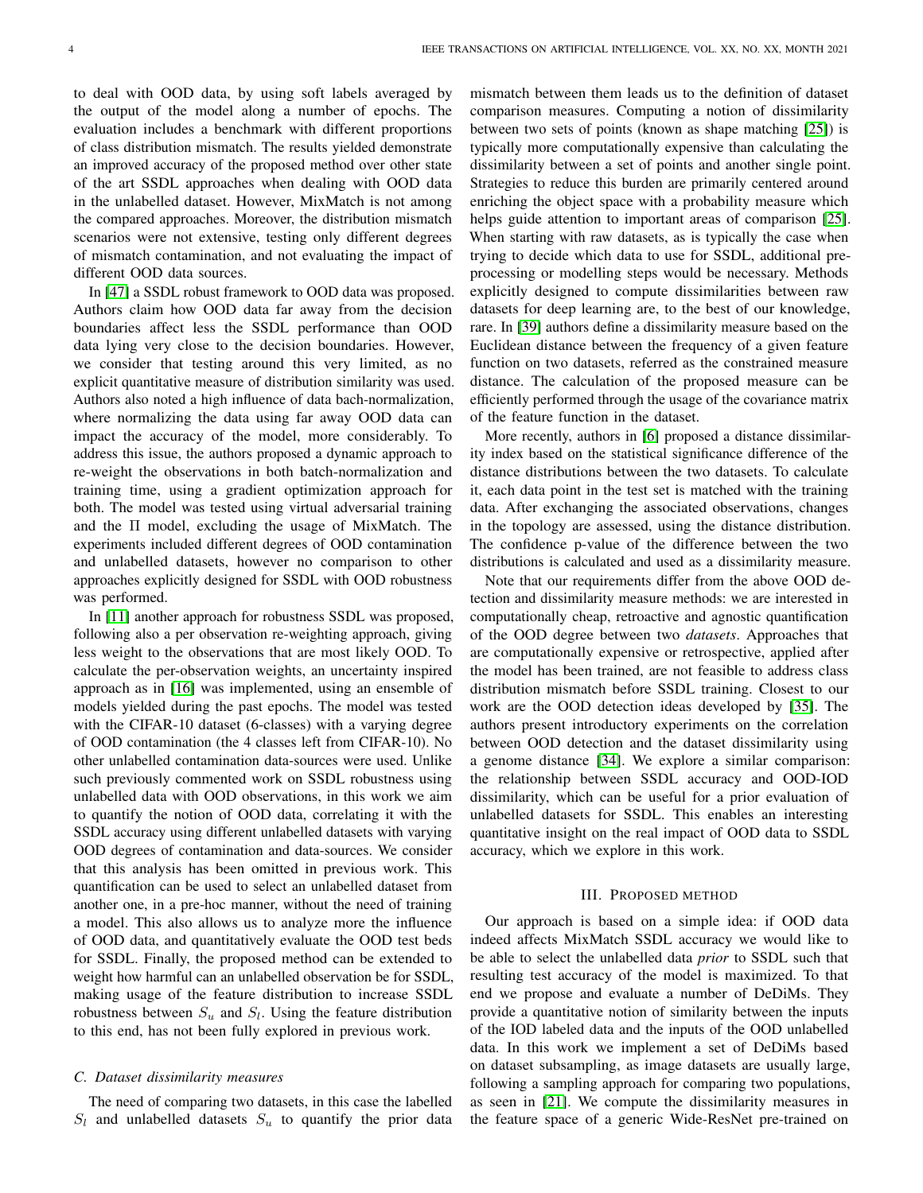to deal with OOD data, by using soft labels averaged by the output of the model along a number of epochs. The evaluation includes a benchmark with different proportions of class distribution mismatch. The results yielded demonstrate an improved accuracy of the proposed method over other state of the art SSDL approaches when dealing with OOD data in the unlabelled dataset. However, MixMatch is not among the compared approaches. Moreover, the distribution mismatch scenarios were not extensive, testing only different degrees of mismatch contamination, and not evaluating the impact of different OOD data sources.

In [47] a SSDL robust framework to OOD data was proposed. Authors claim how OOD data far away from the decision boundaries affect less the SSDL performance than OOD data lying very close to the decision boundaries. However, we consider that testing around this very limited, as no explicit quantitative measure of distribution similarity was used. Authors also noted a high influence of data bach-normalization, where normalizing the data using far away OOD data can impact the accuracy of the model, more considerably. To address this issue, the authors proposed a dynamic approach to re-weight the observations in both batch-normalization and training time, using a gradient optimization approach for both. The model was tested using virtual adversarial training and the $\Pi$ model, excluding the usage of MixMatch. The experiments included different degrees of OOD contamination and unlabelled datasets, however no comparison to other approaches explicitly designed for SSDL with OOD robustness was performed.

In [11] another approach for robustness SSDL was proposed, following also a per observation re-weighting approach, giving less weight to the observations that are most likely OOD. To calculate the per-observation weights, an uncertainty inspired approach as in [16] was implemented, using an ensemble of models yielded during the past epochs. The model was tested with the CIFAR-10 dataset (6-classes) with a varying degree of OOD contamination (the 4 classes left from CIFAR-10). No other unlabelled contamination data-sources were used. Unlike such previously commented work on SSDL robustness using unlabelled data with OOD observations, in this work we aim to quantify the notion of OOD data, correlating it with the SSDL accuracy using different unlabelled datasets with varying OOD degrees of contamination and data-sources. We consider that this analysis has been omitted in previous work. This quantification can be used to select an unlabelled dataset from another one, in a pre-hoc manner, without the need of training a model. This also allows us to analyze more the influence of OOD data, and quantitatively evaluate the OOD test beds for SSDL. Finally, the proposed method can be extended to weight how harmful can an unlabelled observation be for SSDL, making usage of the feature distribution to increase SSDL robustness between $S_u$ and $S_l$. Using the feature distribution to this end, has not been fully explored in previous work.

### C. Dataset dissimilarity measures

The need of comparing two datasets, in this case the labelled $S_l$ and unlabelled datasets $S_u$ to quantify the prior data mismatch between them leads us to the definition of dataset comparison measures. Computing a notion of dissimilarity between two sets of points (known as shape matching [25]) is typically more computationally expensive than calculating the dissimilarity between a set of points and another single point. Strategies to reduce this burden are primarily centered around enriching the object space with a probability measure which helps guide attention to important areas of comparison [25]. When starting with raw datasets, as is typically the case when trying to decide which data to use for SSDL, additional pre-processing or modelling steps would be necessary. Methods explicitly designed to compute dissimilarities between raw datasets for deep learning are, to the best of our knowledge, rare. In [39] authors define a dissimilarity measure based on the Euclidean distance between the frequency of a given feature function on two datasets, referred as the constrained measure distance. The calculation of the proposed measure can be efficiently performed through the usage of the covariance matrix of the feature function in the dataset.

More recently, authors in [6] proposed a distance dissimilarity index based on the statistical significance difference of the distance distributions between the two datasets. To calculate it, each data point in the test set is matched with the training data. After exchanging the associated observations, changes in the topology are assessed, using the distance distribution. The confidence p-value of the difference between the two distributions is calculated and used as a dissimilarity measure.

Note that our requirements differ from the above OOD detection and dissimilarity measure methods: we are interested in computationally cheap, retroactive and agnostic quantification of the OOD degree between two *datasets*. Approaches that are computationally expensive or retrospective, applied after the model has been trained, are not feasible to address class distribution mismatch before SSDL training. Closest to our work are the OOD detection ideas developed by [35]. The authors present introductory experiments on the correlation between OOD detection and the dataset dissimilarity using a genome distance [34]. We explore a similar comparison: the relationship between SSDL accuracy and OOD-IOD dissimilarity, which can be useful for a prior evaluation of unlabelled datasets for SSDL. This enables an interesting quantitative insight on the real impact of OOD data to SSDL accuracy, which we explore in this work.

## III. Proposed method

Our approach is based on a simple idea: if OOD data indeed affects MixMatch SSDL accuracy we would like to be able to select the unlabelled data *prior* to SSDL such that resulting test accuracy of the model is maximized. To that end we propose and evaluate a number of DeDiMs. They provide a quantitative notion of similarity between the inputs of the IOD labeled data and the inputs of the OOD unlabelled data. In this work we implement a set of DeDiMs based on dataset subsampling, as image datasets are usually large, following a sampling approach for comparing two populations, as seen in [21]. We compute the dissimilarity measures in the feature space of a generic Wide-ResNet pre-trained on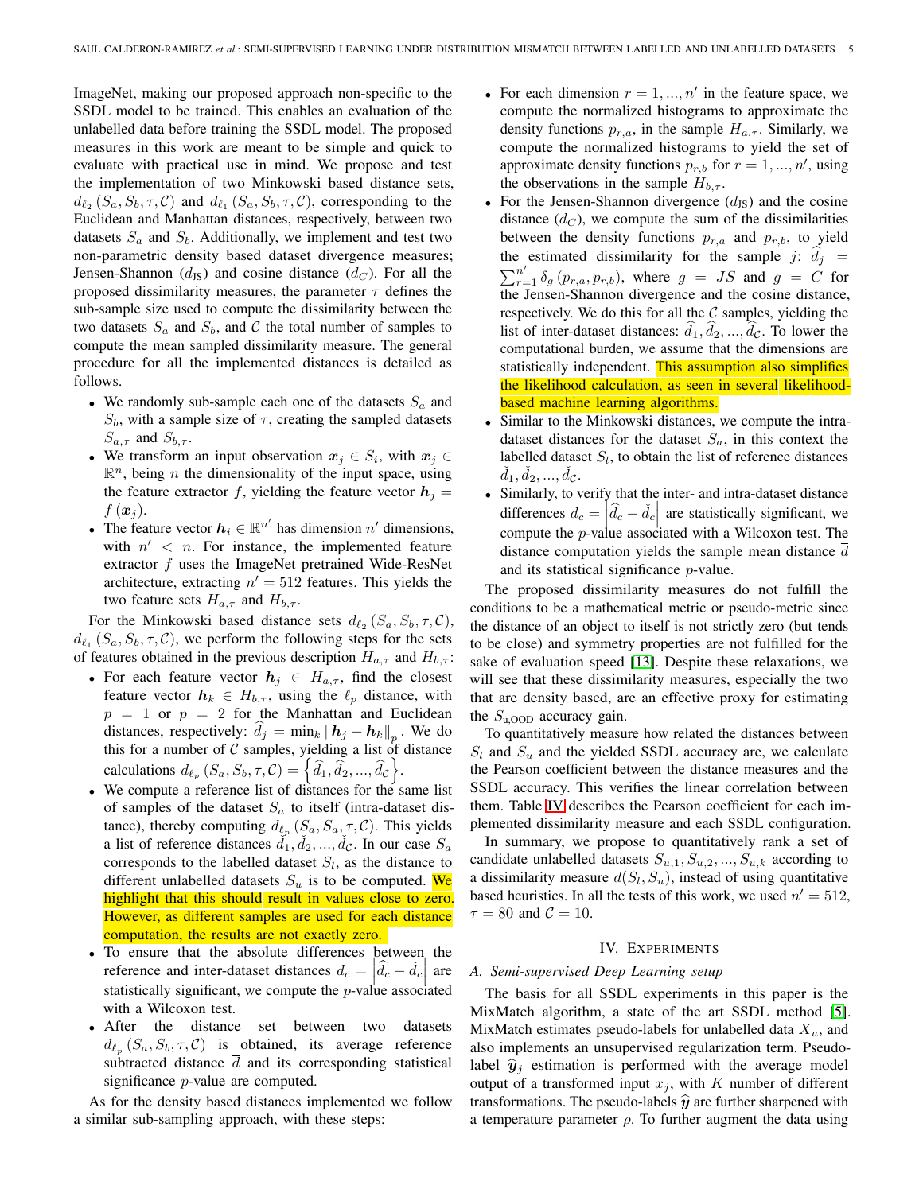ImageNet, making our proposed approach non-specific to the SSDL model to be trained. This enables an evaluation of the unlabelled data before training the SSDL model. The proposed measures in this work are meant to be simple and quick to evaluate with practical use in mind. We propose and test the implementation of two Minkowski based distance sets, $d_{\ell_2}(S_a, S_b, \tau, \mathcal{C})$ and $d_{\ell_1}(S_a, S_b, \tau, \mathcal{C})$, corresponding to the Euclidean and Manhattan distances, respectively, between two datasets $S_a$ and $S_b$. Additionally, we implement and test two non-parametric density based dataset divergence measures; Jensen-Shannon ($d_{\text{JS}}$) and cosine distance ($d_C$). For all the proposed dissimilarity measures, the parameter $\tau$ defines the sub-sample size used to compute the dissimilarity between the two datasets $S_a$ and $S_b$, and $\mathcal{C}$ the total number of samples to compute the mean sampled dissimilarity measure. The general procedure for all the implemented distances is detailed as follows.

- We randomly sub-sample each one of the datasets $S_a$ and $S_b$, with a sample size of $\tau$, creating the sampled datasets $S_{a,\tau}$ and $S_{b,\tau}$.
- We transform an input observation $\boldsymbol{x}_j \in S_i$, with $\boldsymbol{x}_j \in \mathbb{R}^n$, being $n$ the dimensionality of the input space, using the feature extractor $f$, yielding the feature vector $\boldsymbol{h}_j = f(\boldsymbol{x}_j)$.
- The feature vector $\boldsymbol{h}_i \in \mathbb{R}^{n'}$ has dimension $n'$ dimensions, with $n' < n$. For instance, the implemented feature extractor $f$ uses the ImageNet pretrained Wide-ResNet architecture, extracting $n' = 512$ features. This yields the two feature sets $H_{a,\tau}$ and $H_{b,\tau}$.

For the Minkowski based distance sets $d_{\ell_2}(S_a, S_b, \tau, \mathcal{C})$, $d_{\ell_1}(S_a, S_b, \tau, \mathcal{C})$, we perform the following steps for the sets of features obtained in the previous description $H_{a,\tau}$ and $H_{b,\tau}$:

- For each feature vector $\boldsymbol{h}_j \in H_{a,\tau}$, find the closest feature vector $\boldsymbol{h}_k \in H_{b,\tau}$, using the $\ell_p$ distance, with $p = 1$ or $p = 2$ for the Manhattan and Euclidean distances, respectively: $\widehat{d}_j = \min_k \left\| \boldsymbol{h}_j - \boldsymbol{h}_k \right\|_p$. We do this for a number of $\mathcal{C}$ samples, yielding a list of distance calculations $d_{\ell_p}(S_a, S_b, \tau, \mathcal{C}) = \left\{ \widehat{d}_1, \widehat{d}_2, ..., \widehat{d}_{\mathcal{C}} \right\}$.
- We compute a reference list of distances for the same list of samples of the dataset $S_a$ to itself (intra-dataset distance), thereby computing $d_{\ell_p}(S_a, S_a, \tau, \mathcal{C})$. This yields a list of reference distances $\check{d}_1, \check{d}_2, ..., \check{d}_{\mathcal{C}}$. In our case $S_a$ corresponds to the labelled dataset $S_l$, as the distance to different unlabelled datasets $S_u$ is to be computed. We highlight that this should result in values close to zero. However, as different samples are used for each distance computation, the results are not exactly zero.
- To ensure that the absolute differences between the reference and inter-dataset distances $d_c = \left| \widehat{d}_c - \check{d}_c \right|$ are statistically significant, we compute the $p$-value associated with a Wilcoxon test.
- After the distance set between two datasets $d_{\ell_p}(S_a, S_b, \tau, \mathcal{C})$ is obtained, its average reference subtracted distance $\overline{d}$ and its corresponding statistical significance $p$-value are computed.

As for the density based distances implemented we follow a similar sub-sampling approach, with these steps:

- For each dimension $r = 1, ..., n'$ in the feature space, we compute the normalized histograms to approximate the density functions $p_{r,a}$, in the sample $H_{a,\tau}$. Similarly, we compute the normalized histograms to yield the set of approximate density functions $p_{r,b}$ for $r = 1, ..., n'$, using the observations in the sample $H_{b,\tau}$.
- For the Jensen-Shannon divergence ($d_{\text{JS}}$) and the cosine distance ($d_C$), we compute the sum of the dissimilarities between the density functions $p_{r,a}$ and $p_{r,b}$, to yield the estimated dissimilarity for the sample $j$: $\widehat{d}_j = \sum_{r=1}^{n'} \delta_g(p_{r,a}, p_{r,b})$, where $g = JS$ and $g = C$ for the Jensen-Shannon divergence and the cosine distance, respectively. We do this for all the $\mathcal{C}$ samples, yielding the list of inter-dataset distances: $\widehat{d}_1, \widehat{d}_2, ..., \widehat{d}_{\mathcal{C}}$. To lower the computational burden, we assume that the dimensions are statistically independent. This assumption also simplifies the likelihood calculation, as seen in several likelihood-based machine learning algorithms.
- Similar to the Minkowski distances, we compute the intra-dataset distances for the dataset $S_a$, in this context the labelled dataset $S_l$, to obtain the list of reference distances $\check{d}_1, \check{d}_2, ..., \check{d}_{\mathcal{C}}$.
- Similarly, to verify that the inter- and intra-dataset distance differences $d_c = \left| \widehat{d}_c - \check{d}_c \right|$ are statistically significant, we compute the $p$-value associated with a Wilcoxon test. The distance computation yields the sample mean distance $\overline{d}$ and its statistical significance $p$-value.

The proposed dissimilarity measures do not fulfill the conditions to be a mathematical metric or pseudo-metric since the distance of an object to itself is not strictly zero (but tends to be close) and symmetry properties are not fulfilled for the sake of evaluation speed [13]. Despite these relaxations, we will see that these dissimilarity measures, especially the two that are density based, are an effective proxy for estimating the $S_{\text{u,OOD}}$ accuracy gain.

To quantitatively measure how related the distances between $S_l$ and $S_u$ and the yielded SSDL accuracy are, we calculate the Pearson coefficient between the distance measures and the SSDL accuracy. This verifies the linear correlation between them. Table IV describes the Pearson coefficient for each implemented dissimilarity measure and each SSDL configuration.

In summary, we propose to quantitatively rank a set of candidate unlabelled datasets $S_{u,1}, S_{u,2}, ..., S_{u,k}$ according to a dissimilarity measure $d(S_l, S_u)$, instead of using quantitative based heuristics. In all the tests of this work, we used $n' = 512$, $\tau = 80$ and $\mathcal{C} = 10$.

## IV. Experiments

### A. Semi-supervised Deep Learning setup

The basis for all SSDL experiments in this paper is the MixMatch algorithm, a state of the art SSDL method [5]. MixMatch estimates pseudo-labels for unlabelled data $X_u$, and also implements an unsupervised regularization term. Pseudo-label $\widehat{\boldsymbol{y}}_j$ estimation is performed with the average model output of a transformed input $x_j$, with $K$ number of different transformations. The pseudo-labels $\widehat{\boldsymbol{y}}$ are further sharpened with a temperature parameter $\rho$. To further augment the data using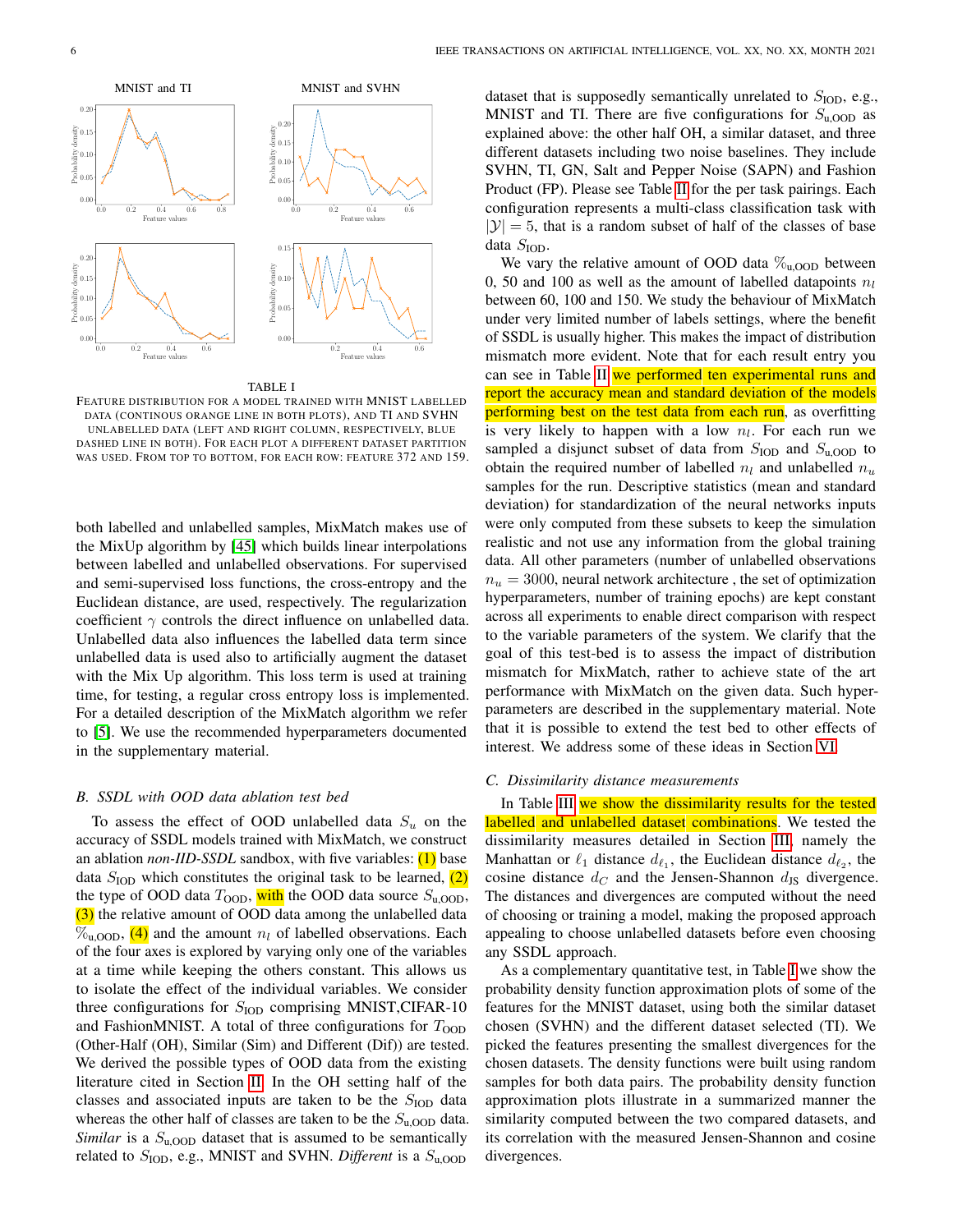TABLE I

FEATURE DISTRIBUTION FOR A MODEL TRAINED WITH MNIST LABELLED DATA (CONTINOUS ORANGE LINE IN BOTH PLOTS), AND TI AND SVHN UNLABELLED DATA (LEFT AND RIGHT COLUMN, RESPECTIVELY, BLUE DASHED LINE IN BOTH). FOR EACH PLOT A DIFFERENT DATASET PARTITION WAS USED. FROM TOP TO BOTTOM, FOR EACH ROW: FEATURE 372 AND 159.

both labelled and unlabelled samples, MixMatch makes use of the MixUp algorithm by [45] which builds linear interpolations between labelled and unlabelled observations. For supervised and semi-supervised loss functions, the cross-entropy and the Euclidean distance, are used, respectively. The regularization coefficient $\gamma$ controls the direct influence on unlabelled data. Unlabelled data also influences the labelled data term since unlabelled data is used also to artificially augment the dataset with the Mix Up algorithm. This loss term is used at training time, for testing, a regular cross entropy loss is implemented. For a detailed description of the MixMatch algorithm we refer to [5]. We use the recommended hyperparameters documented in the supplementary material.

### B. SSDL with OOD data ablation test bed

To assess the effect of OOD unlabelled data $S_u$ on the accuracy of SSDL models trained with MixMatch, we construct an ablation *non-IID-SSDL* sandbox, with five variables: (1) base data $S_{\text{IOD}}$ which constitutes the original task to be learned, (2) the type of OOD data $T_{\text{OOD}}$, with the OOD data source $S_{\text{u,OOD}}$, (3) the relative amount of OOD data among the unlabelled data $\%_{\text{u,OOD}}$, (4) and the amount $n_l$ of labelled observations. Each of the four axes is explored by varying only one of the variables at a time while keeping the others constant. This allows us to isolate the effect of the individual variables. We consider three configurations for $S_{\text{IOD}}$ comprising MNIST,CIFAR-10 and FashionMNIST. A total of three configurations for $T_{\text{OOD}}$ (Other-Half (OH), Similar (Sim) and Different (Dif)) are tested. We derived the possible types of OOD data from the existing literature cited in Section II. In the OH setting half of the classes and associated inputs are taken to be the $S_{\text{IOD}}$ data whereas the other half of classes are taken to be the $S_{\text{u,OOD}}$ data. *Similar* is a $S_{\text{u,OOD}}$ dataset that is assumed to be semantically related to $S_{\text{IOD}}$, e.g., MNIST and SVHN. *Different* is a $S_{\text{u,OOD}}$ dataset that is supposedly semantically unrelated to $S_{\text{IOD}}$, e.g., MNIST and TI. There are five configurations for $S_{\text{u,OOD}}$ as explained above: the other half OH, a similar dataset, and three different datasets including two noise baselines. They include SVHN, TI, GN, Salt and Pepper Noise (SAPN) and Fashion Product (FP). Please see Table II for the per task pairings. Each configuration represents a multi-class classification task with $|\mathcal{Y}| = 5$, that is a random subset of half of the classes of base data $S_{\text{IOD}}$.

We vary the relative amount of OOD data $\%_{\text{u,OOD}}$ between 0, 50 and 100 as well as the amount of labelled datapoints $n_l$ between 60, 100 and 150. We study the behaviour of MixMatch under very limited number of labels settings, where the benefit of SSDL is usually higher. This makes the impact of distribution mismatch more evident. Note that for each result entry you can see in Table II we performed ten experimental runs and report the accuracy mean and standard deviation of the models performing best on the test data from each run, as overfitting is very likely to happen with a low $n_l$. For each run we sampled a disjunct subset of data from $S_{\text{IOD}}$ and $S_{\text{u,OOD}}$ to obtain the required number of labelled $n_l$ and unlabelled $n_u$ samples for the run. Descriptive statistics (mean and standard deviation) for standardization of the neural networks inputs were only computed from these subsets to keep the simulation realistic and not use any information from the global training data. All other parameters (number of unlabelled observations $n_u = 3000$, neural network architecture , the set of optimization hyperparameters, number of training epochs) are kept constant across all experiments to enable direct comparison with respect to the variable parameters of the system. We clarify that the goal of this test-bed is to assess the impact of distribution mismatch for MixMatch, rather to achieve state of the art performance with MixMatch on the given data. Such hyper-parameters are described in the supplementary material. Note that it is possible to extend the test bed to other effects of interest. We address some of these ideas in Section VI.

### C. Dissimilarity distance measurements

In Table III we show the dissimilarity results for the tested labelled and unlabelled dataset combinations. We tested the dissimilarity measures detailed in Section III, namely the Manhattan or $\ell_1$ distance $d_{\ell_1}$, the Euclidean distance $d_{\ell_2}$, the cosine distance $d_C$ and the Jensen-Shannon $d_{\text{JS}}$ divergence. The distances and divergences are computed without the need of choosing or training a model, making the proposed approach appealing to choose unlabelled datasets before even choosing any SSDL approach.

As a complementary quantitative test, in Table I we show the probability density function approximation plots of some of the features for the MNIST dataset, using both the similar dataset chosen (SVHN) and the different dataset selected (TI). We picked the features presenting the smallest divergences for the chosen datasets. The density functions were built using random samples for both data pairs. The probability density function approximation plots illustrate in a summarized manner the similarity computed between the two compared datasets, and its correlation with the measured Jensen-Shannon and cosine divergences.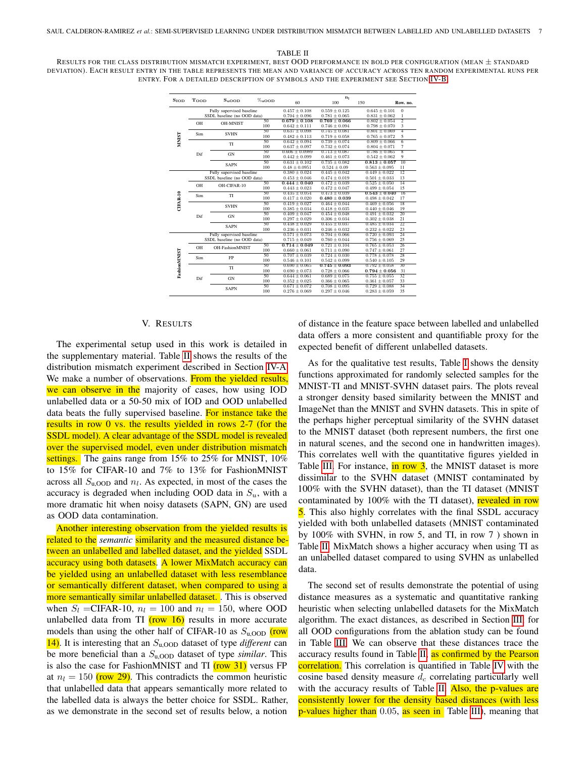TABLE II

RESULTS FOR THE CLASS DISTRIBUTION MISMATCH EXPERIMENT, BEST OOD PERFORMANCE IN BOLD PER CONFIGURATION (MEAN ± STANDARD DEVIATION). EACH RESULT ENTRY IN THE TABLE REPRESENTS THE MEAN AND VARIANCE OF ACCURACY ACROSS TEN RANDOM EXPERIMENTAL RUNS PER ENTRY. FOR A DETAILED DESCRIPTION OF SYMBOLS AND THE EXPERIMENT SEE SECTION IV-B.

| $S_{IOD}$ | $T_{OOD}$ | $S_{uOOD}$ | $\%_{uOOD}$ | $n_l$ = 60 | 100 | 150 | Row. no. |
|---|---|---|---|---|---|---|---|
| MNIST | | Fully supervised baseline | | 0.457 ± 0.108 | 0.559 ± 0.125 | 0.645 ± 0.101 | 0 |
| | | SSDL baseline (no OOD data) | | 0.704 ± 0.096 | 0.781 ± 0.065 | 0.831 ± 0.062 | 1 |
| | OH | OH-MNIST | 50 | **0.679 ± 0.108** | **0.769 ± 0.066** | 0.802 ± 0.054 | 2 |
| | | | 100 | 0.642 ± 0.111 | 0.746 ± 0.094 | 0.798 ± 0.070 | 3 |
| | Sim | SVHN | 50 | 0.637 ± 0.098 | 0.745 ± 0.081 | 0.801 ± 0.069 | 4 |
| | | | 100 | 0.482 ± 0.113 | 0.719 ± 0.058 | 0.765 ± 0.072 | 5 |
| | Dif | TI | 50 | 0.642 ± 0.094 | 0.739 ± 0.074 | 0.809 ± 0.066 | 6 |
| | | | 100 | 0.637 ± 0.097 | 0.732 ± 0.074 | 0.804 ± 0.071 | 7 |
| | | GN | 50 | 0.606 ± 0.0989 | 0.713 ± 0.087 | 0.786 ± 0.065 | 8 |
| | | | 100 | 0.442 ± 0.099 | 0.461 ± 0.073 | 0.542 ± 0.062 | 9 |
| | | SAPN | 50 | 0.631 ± 0.102 | 0.735 ± 0.082 | **0.813 ± 0.057** | 10 |
| | | | 100 | 0.48 ± 0.0951 | 0.524 ± 0.09 | 0.563 ± 0.095 | 11 |
| CIFAR-10 | | Fully supervised baseline | | 0.380 ± 0.024 | 0.445 ± 0.042 | 0.449 ± 0.022 | 12 |
| | | SSDL baseline (no OOD data) | | 0.453 ± 0.046 | 0.474 ± 0.019 | 0.501 ± 0.033 | 13 |
| | OH | OH-CIFAR-10 | 50 | **0.444 ± 0.040** | 0.472 ± 0.039 | 0.525 ± 0.050 | 14 |
| | | | 100 | 0.443 ± 0.023 | 0.472 ± 0.047 | 0.499 ± 0.054 | 15 |
| | Sim | TI | 50 | 0.435 ± 0.054 | 0.473 ± 0.039 | **0.543 ± 0.040** | 16 |
| | | | 100 | 0.417 ± 0.020 | **0.480 ± 0.039** | 0.498 ± 0.042 | 17 |
| | Dif | SVHN | 50 | 0.419 ± 0.027 | 0.464 ± 0.044 | 0.469 ± 0.056 | 18 |
| | | | 100 | 0.385 ± 0.034 | 0.418 ± 0.035 | 0.440 ± 0.046 | 19 |
| | | GN | 50 | 0.409 ± 0.047 | 0.454 ± 0.048 | 0.491 ± 0.032 | 20 |
| | | | 100 | 0.297 ± 0.029 | 0.306 ± 0.034 | 0.302 ± 0.038 | 21 |
| | | SAPN | 50 | 0.438 ± 0.029 | 0.455 ± 0.037 | 0.485 ± 0.034 | 22 |
| | | | 100 | 0.236 ± 0.031 | 0.246 ± 0.032 | 0.232 ± 0.022 | 23 |
| FashionMNIST | | Fully supervised baseline | | 0.571 ± 0.073 | 0.704 ± 0.066 | 0.720 ± 0.093 | 24 |
| | | SSDL baseline (no OOD data) | | 0.715 ± 0.049 | 0.760 ± 0.044 | 0.756 ± 0.069 | 25 |
| | OH | OH-FashionMNIST | 50 | **0.714 ± 0.049** | 0.721 ± 0.104 | 0.765 ± 0.053 | 26 |
| | | | 100 | 0.660 ± 0.061 | 0.711 ± 0.090 | 0.747 ± 0.061 | 27 |
| | Sim | FP | 50 | 0.707 ± 0.039 | 0.724 ± 0.030 | 0.778 ± 0.078 | 28 |
| | | | 100 | 0.546 ± 0.101 | 0.542 ± 0.099 | 0.540 ± 0.105 | 29 |
| | Dif | TI | 50 | 0.690 ± 0.065 | **0.745 ± 0.093** | 0.792 ± 0.058 | 30 |
| | | | 100 | 0.690 ± 0.073 | 0.728 ± 0.066 | **0.794 ± 0.056** | 31 |
| | | GN | 50 | 0.644 ± 0.061 | 0.689 ± 0.075 | 0.755 ± 0.055 | 32 |
| | | | 100 | 0.352 ± 0.025 | 0.366 ± 0.065 | 0.361 ± 0.057 | 33 |
| | | SAPN | 50 | 0.671 ± 0.072 | 0.708 ± 0.095 | 0.729 ± 0.088 | 34 |
| | | | 100 | 0.276 ± 0.069 | 0.297 ± 0.046 | 0.283 ± 0.059 | 35 |

## V. RESULTS

The experimental setup used in this work is detailed in the supplementary material. Table II shows the results of the distribution mismatch experiment described in Section IV-A. We make a number of observations. From the yielded results, we can observe in the majority of cases, how using IOD unlabelled data or a 50-50 mix of IOD and OOD unlabelled data beats the fully supervised baseline. For instance take the results in row 0 vs. the results yielded in rows 2-7 (for the SSDL model). A clear advantage of the SSDL model is revealed over the supervised model, even under distribution mismatch settings. The gains range from 15% to 25% for MNIST, 10% to 15% for CIFAR-10 and 7% to 13% for FashionMNIST across all $S_{u,\text{OOD}}$ and $n_l$. As expected, in most of the cases the accuracy is degraded when including OOD data in $S_u$, with a more dramatic hit when noisy datasets (SAPN, GN) are used as OOD data contamination.

Another interesting observation from the yielded results is related to the *semantic* similarity and the measured distance between an unlabelled and labelled dataset, and the yielded SSDL accuracy using both datasets. A lower MixMatch accuracy can be yielded using an unlabelled dataset with less resemblance or semantically different dataset, when compared to using a more semantically similar unlabelled dataset. . This is observed when $S_l$ =CIFAR-10, $n_l = 100$ and $n_l = 150$, where OOD unlabelled data from TI (row 16) results in more accurate models than using the other half of CIFAR-10 as $S_{u,\text{OOD}}$ (row 14). It is interesting that an $S_{u,\text{OOD}}$ dataset of type *different* can be more beneficial than a $S_{u,\text{OOD}}$ dataset of type *similar*. This is also the case for FashionMNIST and TI (row 31) versus FP at $n_l = 150$ (row 29). This contradicts the common heuristic that unlabelled data that appears semantically more related to the labelled data is always the better choice for SSDL. Rather, as we demonstrate in the second set of results below, a notion of distance in the feature space between labelled and unlabelled data offers a more consistent and quantifiable proxy for the expected benefit of different unlabelled datasets.

As for the qualitative test results, Table I shows the density functions approximated for randomly selected samples for the MNIST-TI and MNIST-SVHN dataset pairs. The plots reveal a stronger density based similarity between the MNIST and ImageNet than the MNIST and SVHN datasets. This in spite of the perhaps higher perceptual similarity of the SVHN dataset to the MNIST dataset (both represent numbers, the first one in natural scenes, and the second one in handwritten images). This correlates well with the quantitative figures yielded in Table III. For instance, in row 3, the MNIST dataset is more dissimilar to the SVHN dataset (MNIST contaminated by 100% with the SVHN dataset), than the TI dataset (MNIST contaminated by 100% with the TI dataset), revealed in row 5. This also highly correlates with the final SSDL accuracy yielded with both unlabelled datasets (MNIST contaminated by 100% with SVHN, in row 5, and TI, in row 7 ) shown in Table II. MixMatch shows a higher accuracy when using TI as an unlabelled dataset compared to using SVHN as unlabelled data.

The second set of results demonstrate the potential of using distance measures as a systematic and quantitative ranking heuristic when selecting unlabelled datasets for the MixMatch algorithm. The exact distances, as described in Section III, for all OOD configurations from the ablation study can be found in Table III. We can observe that these distances trace the accuracy results found in Table II, as confirmed by the Pearson correlation. This correlation is quantified in Table IV with the cosine based density measure $d_c$ correlating particularly well with the accuracy results of Table II. Also, the p-values are consistently lower for the density based distances (with less p-values higher than 0.05, as seen in Table III), meaning that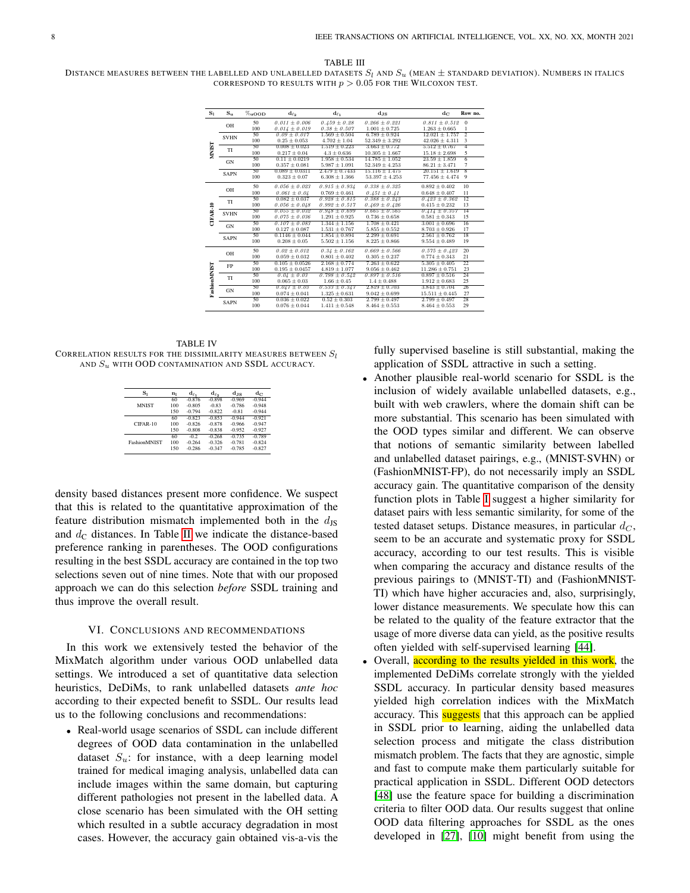TABLE III

DISTANCE MEASURES BETWEEN THE LABELLED AND UNLABELLED DATASETS $S_l$ AND $S_u$ (MEAN ± STANDARD DEVIATION). NUMBERS IN ITALICS CORRESPOND TO RESULTS WITH $p > 0.05$ FOR THE WILCOXON TEST.

| $S_l$ | $S_u$ | $\%_{uOOD}$ | $d_{\ell_2}$ | $d_{\ell_1}$ | $d_{JS}$ | $d_C$ | Row no. |
|---|---|---|---|---|---|---|---|
| MNIST | OH | 50 | *0.011 ± 0.006* | *0.459 ± 0.28* | *0.266 ± 0.221* | *0.811 ± 0.512* | 0 |
| | | 100 | *0.014 ± 0.019* | *0.38 ± 0.507* | 1.001 ± 0.725 | 1.263 ± 0.665 | 1 |
| | SVHN | 50 | *0.09 ± 0.017* | 1.569 ± 0.504 | 6.789 ± 0.924 | 12.021 ± 1.757 | 2 |
| | | 100 | 0.25 ± 0.053 | 4.702 ± 1.04 | 52.349 ± 3.292 | 42.026 ± 4.311 | 3 |
| | TI | 50 | 0.008 ± 0.023 | 1.519 ± 0.223 | 3.663 ± 0.772 | 5.512 ± 0.767 | 4 |
| | | 100 | 0.217 ± 0.04 | 4.3 ± 0.636 | 10.305 ± 1.667 | 15.18 ± 2.698 | 5 |
| | GN | 50 | 0.11 ± 0.0219 | 1.958 ± 0.534 | 14.785 ± 1.052 | 23.59 ± 1.859 | 6 |
| | | 100 | 0.357 ± 0.081 | 5.987 ± 1.091 | 52.349 ± 4.253 | 86.21 ± 3.471 | 7 |
| | SAPN | 50 | 0.089 ± 0.0311 | 2.479 ± 0.7433 | 15.116 ± 1.475 | 20.151 ± 1.619 | 8 |
| | | 100 | 0.323 ± 0.07 | 6.308 ± 1.366 | 53.397 ± 4.253 | 77.456 ± 4.474 | 9 |
| CIFAR-10 | OH | 50 | *0.056 ± 0.023* | *0.915 ± 0.934* | *0.338 ± 0.325* | 0.892 ± 0.402 | 10 |
| | | 100 | *0.061 ± 0.04* | 0.769 ± 0.461 | *0.451 ± 0.41* | 0.648 ± 0.407 | 11 |
| | TI | 50 | 0.082 ± 0.037 | *0.928 ± 0.815* | *0.388 ± 0.243* | *0.423 ± 0.362* | 12 |
| | | 100 | *0.056 ± 0.048* | *0.992 ± 0.517* | *0.469 ± 0.426* | 0.415 ± 0.232 | 13 |
| | SVHN | 50 | *0.055 ± 0.032* | *0.948 ± 0.699* | *0.665 ± 0.565* | *0.414 ± 0.357* | 14 |
| | | 100 | *0.075 ± 0.036* | 1.291 ± 0.925 | 0.736 ± 0.658 | 0.581 ± 0.343 | 15 |
| | GN | 50 | *0.107 ± 0.083* | 1.344 ± 1.156 | 1.708 ± 0.421 | 3.001 ± 0.696 | 16 |
| | | 100 | 0.127 ± 0.087 | 1.531 ± 0.767 | 5.855 ± 0.552 | 8.703 ± 0.926 | 17 |
| | SAPN | 50 | 0.1146 ± 0.044 | 1.854 ± 0.894 | 2.299 ± 0.691 | 2.561 ± 0.762 | 18 |
| | | 100 | 0.208 ± 0.05 | 5.502 ± 1.156 | 8.225 ± 0.866 | 9.554 ± 0.489 | 19 |
| FashionMNIST | OH | 50 | *0.02 ± 0.012* | *0.34 ± 0.162* | *0.669 ± 0.566* | *0.575 ± 0.423* | 20 |
| | | 100 | 0.059 ± 0.032 | 0.801 ± 0.402 | 0.305 ± 0.237 | 0.774 ± 0.343 | 21 |
| | FP | 50 | 0.105 ± 0.0526 | 2.168 ± 0.774 | 7.263 ± 0.622 | 5.305 ± 0.405 | 22 |
| | | 100 | 0.195 ± 0.0457 | 4.819 ± 1.077 | 9.056 ± 0.462 | 11.286 ± 0.751 | 23 |
| | TI | 50 | *0.04 ± 0.03* | *0.798 ± 0.542* | *0.897 ± 0.516* | 0.897 ± 0.516 | 24 |
| | | 100 | 0.065 ± 0.03 | 1.66 ± 0.45 | 1.4 ± 0.488 | 1.912 ± 0.683 | 25 |
| | GN | 50 | *0.047 ± 0.03* | *0.535 ± 0.347* | 2.819 ± 0.703 | 3.843 ± 0.704 | 26 |
| | | 100 | 0.074 ± 0.041 | 1.325 ± 0.631 | 9.042 ± 0.699 | 15.511 ± 0.445 | 27 |
| | SAPN | 50 | 0.036 ± 0.022 | 0.52 ± 0.303 | 2.799 ± 0.497 | 2.799 ± 0.497 | 28 |
| | | 100 | 0.076 ± 0.044 | 1.411 ± 0.548 | 8.464 ± 0.553 | 8.464 ± 0.553 | 29 |

TABLE IV

CORRELATION RESULTS FOR THE DISSIMILARITY MEASURES BETWEEN $S_l$ AND $S_u$ WITH OOD CONTAMINATION AND SSDL ACCURACY.

| $S_l$ | $n_l$ | $d_{\ell_1}$ | $d_{\ell_2}$ | $d_{JS}$ | $d_C$ |
|---|---|---|---|---|---|
| MNIST | 60 | -0.876 | -0.898 | -0.969 | -0.944 |
| | 100 | -0.805 | -0.83 | -0.786 | -0.948 |
| | 150 | -0.794 | -0.822 | -0.81 | -0.944 |
| CIFAR-10 | 60 | -0.823 | -0.853 | -0.944 | -0.921 |
| | 100 | -0.826 | -0.878 | -0.966 | -0.947 |
| | 150 | -0.808 | -0.838 | -0.952 | -0.927 |
| FashionMNIST | 60 | -0.2 | -0.268 | -0.735 | -0.789 |
| | 100 | -0.264 | -0.326 | -0.781 | -0.824 |
| | 150 | -0.286 | -0.347 | -0.785 | -0.827 |

density based distances present more confidence. We suspect that this is related to the quantitative approximation of the feature distribution mismatch implemented both in the $d_{JS}$ and $d_C$ distances. In Table II we indicate the distance-based preference ranking in parentheses. The OOD configurations resulting in the best SSDL accuracy are contained in the top two selections seven out of nine times. Note that with our proposed approach we can do this selection *before* SSDL training and thus improve the overall result.

## VI. CONCLUSIONS AND RECOMMENDATIONS

In this work we extensively tested the behavior of the MixMatch algorithm under various OOD unlabelled data settings. We introduced a set of quantitative data selection heuristics, DeDiMs, to rank unlabelled datasets *ante hoc* according to their expected benefit to SSDL. Our results lead us to the following conclusions and recommendations:

- Real-world usage scenarios of SSDL can include different degrees of OOD data contamination in the unlabelled dataset $S_u$: for instance, with a deep learning model trained for medical imaging analysis, unlabelled data can include images within the same domain, but capturing different pathologies not present in the labelled data. A close scenario has been simulated with the OH setting which resulted in a subtle accuracy degradation in most cases. However, the accuracy gain obtained vis-a-vis the fully supervised baseline is still substantial, making the application of SSDL attractive in such a setting.
- Another plausible real-world scenario for SSDL is the inclusion of widely available unlabelled datasets, e.g., built with web crawlers, where the domain shift can be more substantial. This scenario has been simulated with the OOD types similar and different. We can observe that notions of semantic similarity between labelled and unlabelled dataset pairings, e.g., (MNIST-SVHN) or (FashionMNIST-FP), do not necessarily imply an SSDL accuracy gain. The quantitative comparison of the density function plots in Table I suggest a higher similarity for dataset pairs with less semantic similarity, for some of the tested dataset setups. Distance measures, in particular $d_C$, seem to be an accurate and systematic proxy for SSDL accuracy, according to our test results. This is visible when comparing the accuracy and distance results of the previous pairings to (MNIST-TI) and (FashionMNIST-TI) which have higher accuracies and, also, surprisingly, lower distance measurements. We speculate how this can be related to the quality of the feature extractor that the usage of more diverse data can yield, as the positive results often yielded with self-supervised learning [44].
- Overall, according to the results yielded in this work, the implemented DeDiMs correlate strongly with the yielded SSDL accuracy. In particular density based measures yielded high correlation indices with the MixMatch accuracy. This suggests that this approach can be applied in SSDL prior to learning, aiding the unlabelled data selection process and mitigate the class distribution mismatch problem. The facts that they are agnostic, simple and fast to compute make them particularly suitable for practical application in SSDL. Different OOD detectors [48] use the feature space for building a discrimination criteria to filter OOD data. Our results suggest that online OOD data filtering approaches for SSDL as the ones developed in [27], [10] might benefit from using the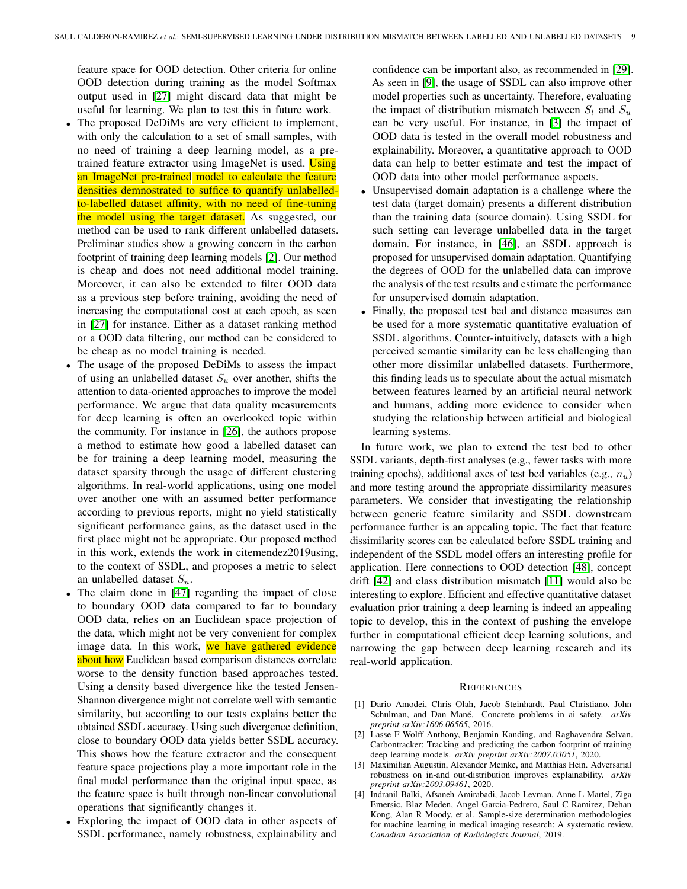feature space for OOD detection. Other criteria for online OOD detection during training as the model Softmax output used in [27] might discard data that might be useful for learning. We plan to test this in future work.

- The proposed DeDiMs are very efficient to implement, with only the calculation to a set of small samples, with no need of training a deep learning model, as a pre-trained feature extractor using ImageNet is used. Using an ImageNet pre-trained model to calculate the feature densities demnostrated to suffice to quantify unlabelled-to-labelled dataset affinity, with no need of fine-tuning the model using the target dataset. As suggested, our method can be used to rank different unlabelled datasets. Preliminar studies show a growing concern in the carbon footprint of training deep learning models [2]. Our method is cheap and does not need additional model training. Moreover, it can also be extended to filter OOD data as a previous step before training, avoiding the need of increasing the computational cost at each epoch, as seen in [27] for instance. Either as a dataset ranking method or a OOD data filtering, our method can be considered to be cheap as no model training is needed.
- The usage of the proposed DeDiMs to assess the impact of using an unlabelled dataset $S_u$ over another, shifts the attention to data-oriented approaches to improve the model performance. We argue that data quality measurements for deep learning is often an overlooked topic within the community. For instance in [26], the authors propose a method to estimate how good a labelled dataset can be for training a deep learning model, measuring the dataset sparsity through the usage of different clustering algorithms. In real-world applications, using one model over another with an assumed better performance according to previous reports, might no yield statistically significant performance gains, as the dataset used in the first place might not be appropriate. Our proposed method in this work, extends the work in citemendez2019using, to the context of SSDL, and proposes a metric to select an unlabelled dataset $S_u$.
- The claim done in [47] regarding the impact of close to boundary OOD data compared to far to boundary OOD data, relies on an Euclidean space projection of the data, which might not be very convenient for complex image data. In this work, we have gathered evidence about how Euclidean based comparison distances correlate worse to the density function based approaches tested. Using a density based divergence like the tested Jensen-Shannon divergence might not correlate well with semantic similarity, but according to our tests explains better the obtained SSDL accuracy. Using such divergence definition, close to boundary OOD data yields better SSDL accuracy. This shows how the feature extractor and the consequent feature space projections play a more important role in the final model performance than the original input space, as the feature space is built through non-linear convolutional operations that significantly changes it.
- Exploring the impact of OOD data in other aspects of SSDL performance, namely robustness, explainability and confidence can be important also, as recommended in [29]. As seen in [9], the usage of SSDL can also improve other model properties such as uncertainty. Therefore, evaluating the impact of distribution mismatch between $S_l$ and $S_u$ can be very useful. For instance, in [3] the impact of OOD data is tested in the overall model robustness and explainability. Moreover, a quantitative approach to OOD data can help to better estimate and test the impact of OOD data into other model performance aspects.
- Unsupervised domain adaptation is a challenge where the test data (target domain) presents a different distribution than the training data (source domain). Using SSDL for such setting can leverage unlabelled data in the target domain. For instance, in [46], an SSDL approach is proposed for unsupervised domain adaptation. Quantifying the degrees of OOD for the unlabelled data can improve the analysis of the test results and estimate the performance for unsupervised domain adaptation.
- Finally, the proposed test bed and distance measures can be used for a more systematic quantitative evaluation of SSDL algorithms. Counter-intuitively, datasets with a high perceived semantic similarity can be less challenging than other more dissimilar unlabelled datasets. Furthermore, this finding leads us to speculate about the actual mismatch between features learned by an artificial neural network and humans, adding more evidence to consider when studying the relationship between artificial and biological learning systems.

In future work, we plan to extend the test bed to other SSDL variants, depth-first analyses (e.g., fewer tasks with more training epochs), additional axes of test bed variables (e.g., $n_u$) and more testing around the appropriate dissimilarity measures parameters. We consider that investigating the relationship between generic feature similarity and SSDL downstream performance further is an appealing topic. The fact that feature dissimilarity scores can be calculated before SSDL training and independent of the SSDL model offers an interesting profile for application. Here connections to OOD detection [48], concept drift [42] and class distribution mismatch [11] would also be interesting to explore. Efficient and effective quantitative dataset evaluation prior training a deep learning is indeed an appealing topic to develop, this in the context of pushing the envelope further in computational efficient deep learning solutions, and narrowing the gap between deep learning research and its real-world application.

## References

[1] Dario Amodei, Chris Olah, Jacob Steinhardt, Paul Christiano, John Schulman, and Dan Mané. Concrete problems in ai safety. *arXiv preprint arXiv:1606.06565*, 2016.

[2] Lasse F Wolff Anthony, Benjamin Kanding, and Raghavendra Selvan. Carbontracker: Tracking and predicting the carbon footprint of training deep learning models. *arXiv preprint arXiv:2007.03051*, 2020.

[3] Maximilian Augustin, Alexander Meinke, and Matthias Hein. Adversarial robustness on in-and out-distribution improves explainability. *arXiv preprint arXiv:2003.09461*, 2020.

[4] Indranil Balki, Afsaneh Amirabadi, Jacob Levman, Anne L Martel, Ziga Emersic, Blaz Meden, Angel Garcia-Pedrero, Saul C Ramirez, Dehan Kong, Alan R Moody, et al. Sample-size determination methodologies for machine learning in medical imaging research: A systematic review. *Canadian Association of Radiologists Journal*, 2019.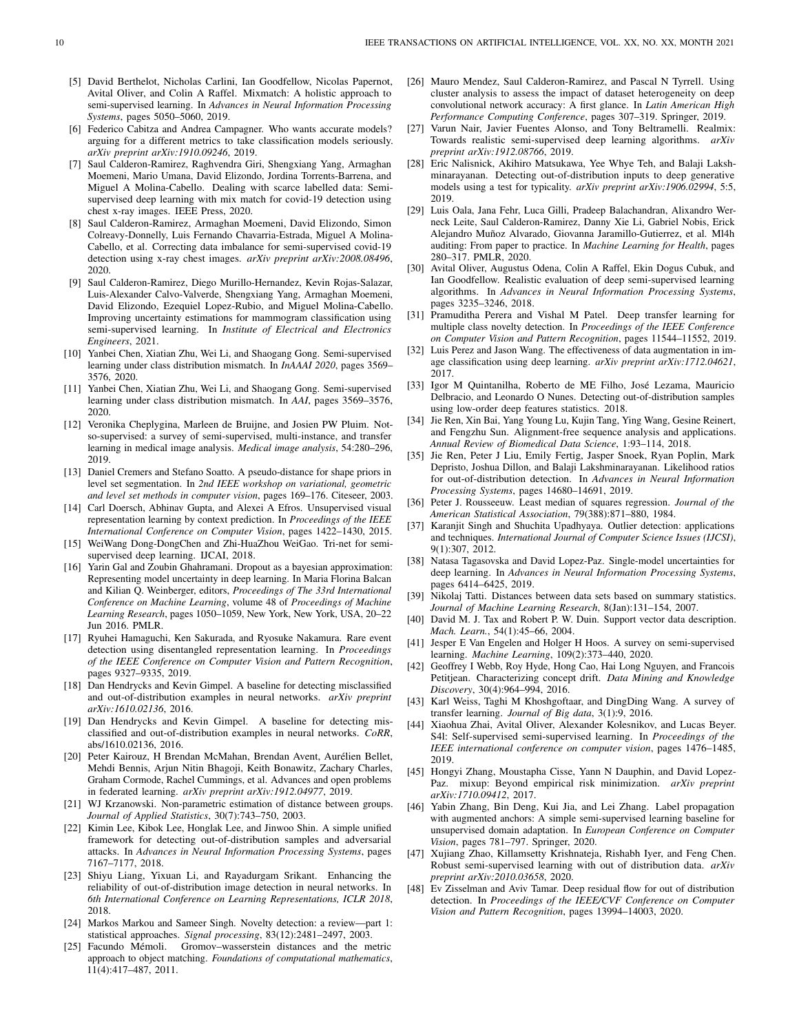[5] David Berthelot, Nicholas Carlini, Ian Goodfellow, Nicolas Papernot, Avital Oliver, and Colin A Raffel. Mixmatch: A holistic approach to semi-supervised learning. In *Advances in Neural Information Processing Systems*, pages 5050–5060, 2019.

[6] Federico Cabitza and Andrea Campagner. Who wants accurate models? arguing for a different metrics to take classification models seriously. *arXiv preprint arXiv:1910.09246*, 2019.

[7] Saul Calderon-Ramirez, Raghvendra Giri, Shengxiang Yang, Armaghan Moemeni, Mario Umana, David Elizondo, Jordina Torrents-Barrena, and Miguel A Molina-Cabello. Dealing with scarce labelled data: Semi-supervised deep learning with mix match for covid-19 detection using chest x-ray images. IEEE Press, 2020.

[8] Saul Calderon-Ramirez, Armaghan Moemeni, David Elizondo, Simon Colreavy-Donnelly, Luis Fernando Chavarria-Estrada, Miguel A Molina-Cabello, et al. Correcting data imbalance for semi-supervised covid-19 detection using x-ray chest images. *arXiv preprint arXiv:2008.08496*, 2020.

[9] Saul Calderon-Ramirez, Diego Murillo-Hernandez, Kevin Rojas-Salazar, Luis-Alexander Calvo-Valverde, Shengxiang Yang, Armaghan Moemeni, David Elizondo, Ezequiel Lopez-Rubio, and Miguel Molina-Cabello. Improving uncertainty estimations for mammogram classification using semi-supervised learning. In *Institute of Electrical and Electronics Engineers*, 2021.

[10] Yanbei Chen, Xiatian Zhu, Wei Li, and Shaogang Gong. Semi-supervised learning under class distribution mismatch. In *InAAAI 2020*, pages 3569–3576, 2020.

[11] Yanbei Chen, Xiatian Zhu, Wei Li, and Shaogang Gong. Semi-supervised learning under class distribution mismatch. In *AAI*, pages 3569–3576, 2020.

[12] Veronika Cheplygina, Marleen de Bruijne, and Josien PW Pluim. Not-so-supervised: a survey of semi-supervised, multi-instance, and transfer learning in medical image analysis. *Medical image analysis*, 54:280–296, 2019.

[13] Daniel Cremers and Stefano Soatto. A pseudo-distance for shape priors in level set segmentation. In *2nd IEEE workshop on variational, geometric and level set methods in computer vision*, pages 169–176. Citeseer, 2003.

[14] Carl Doersch, Abhinav Gupta, and Alexei A Efros. Unsupervised visual representation learning by context prediction. In *Proceedings of the IEEE International Conference on Computer Vision*, pages 1422–1430, 2015.

[15] WeiWang Dong-DongChen and Zhi-HuaZhou WeiGao. Tri-net for semi-supervised deep learning. IJCAI, 2018.

[16] Yarin Gal and Zoubin Ghahramani. Dropout as a bayesian approximation: Representing model uncertainty in deep learning. In Maria Florina Balcan and Kilian Q. Weinberger, editors, *Proceedings of The 33rd International Conference on Machine Learning*, volume 48 of *Proceedings of Machine Learning Research*, pages 1050–1059, New York, New York, USA, 20–22 Jun 2016. PMLR.

[17] Ryuhei Hamaguchi, Ken Sakurada, and Ryosuke Nakamura. Rare event detection using disentangled representation learning. In *Proceedings of the IEEE Conference on Computer Vision and Pattern Recognition*, pages 9327–9335, 2019.

[18] Dan Hendrycks and Kevin Gimpel. A baseline for detecting misclassified and out-of-distribution examples in neural networks. *arXiv preprint arXiv:1610.02136*, 2016.

[19] Dan Hendrycks and Kevin Gimpel. A baseline for detecting misclassified and out-of-distribution examples in neural networks. *CoRR*, abs/1610.02136, 2016.

[20] Peter Kairouz, H Brendan McMahan, Brendan Avent, Aurélien Bellet, Mehdi Bennis, Arjun Nitin Bhagoji, Keith Bonawitz, Zachary Charles, Graham Cormode, Rachel Cummings, et al. Advances and open problems in federated learning. *arXiv preprint arXiv:1912.04977*, 2019.

[21] WJ Krzanowski. Non-parametric estimation of distance between groups. *Journal of Applied Statistics*, 30(7):743–750, 2003.

[22] Kimin Lee, Kibok Lee, Honglak Lee, and Jinwoo Shin. A simple unified framework for detecting out-of-distribution samples and adversarial attacks. In *Advances in Neural Information Processing Systems*, pages 7167–7177, 2018.

[23] Shiyu Liang, Yixuan Li, and Rayadurgam Srikant. Enhancing the reliability of out-of-distribution image detection in neural networks. In *6th International Conference on Learning Representations, ICLR 2018*, 2018.

[24] Markos Markou and Sameer Singh. Novelty detection: a review—part 1: statistical approaches. *Signal processing*, 83(12):2481–2497, 2003.

[25] Facundo Mémoli. Gromov–wasserstein distances and the metric approach to object matching. *Foundations of computational mathematics*, 11(4):417–487, 2011.

[26] Mauro Mendez, Saul Calderon-Ramirez, and Pascal N Tyrrell. Using cluster analysis to assess the impact of dataset heterogeneity on deep convolutional network accuracy: A first glance. In *Latin American High Performance Computing Conference*, pages 307–319. Springer, 2019.

[27] Varun Nair, Javier Fuentes Alonso, and Tony Beltramelli. Realmix: Towards realistic semi-supervised deep learning algorithms. *arXiv preprint arXiv:1912.08766*, 2019.

[28] Eric Nalisnick, Akihiro Matsukawa, Yee Whye Teh, and Balaji Lakshminarayanan. Detecting out-of-distribution inputs to deep generative models using a test for typicality. *arXiv preprint arXiv:1906.02994*, 5:5, 2019.

[29] Luis Oala, Jana Fehr, Luca Gilli, Pradeep Balachandran, Alixandro Werneck Leite, Saul Calderon-Ramirez, Danny Xie Li, Gabriel Nobis, Erick Alejandro Muñoz Alvarado, Giovanna Jaramillo-Gutierrez, et al. Ml4h auditing: From paper to practice. In *Machine Learning for Health*, pages 280–317. PMLR, 2020.

[30] Avital Oliver, Augustus Odena, Colin A Raffel, Ekin Dogus Cubuk, and Ian Goodfellow. Realistic evaluation of deep semi-supervised learning algorithms. In *Advances in Neural Information Processing Systems*, pages 3235–3246, 2018.

[31] Pramuditha Perera and Vishal M Patel. Deep transfer learning for multiple class novelty detection. In *Proceedings of the IEEE Conference on Computer Vision and Pattern Recognition*, pages 11544–11552, 2019.

[32] Luis Perez and Jason Wang. The effectiveness of data augmentation in image classification using deep learning. *arXiv preprint arXiv:1712.04621*, 2017.

[33] Igor M Quintanilha, Roberto de ME Filho, José Lezama, Mauricio Delbracio, and Leonardo O Nunes. Detecting out-of-distribution samples using low-order deep features statistics. 2018.

[34] Jie Ren, Xin Bai, Yang Young Lu, Kujin Tang, Ying Wang, Gesine Reinert, and Fengzhu Sun. Alignment-free sequence analysis and applications. *Annual Review of Biomedical Data Science*, 1:93–114, 2018.

[35] Jie Ren, Peter J Liu, Emily Fertig, Jasper Snoek, Ryan Poplin, Mark Depristo, Joshua Dillon, and Balaji Lakshminarayanan. Likelihood ratios for out-of-distribution detection. In *Advances in Neural Information Processing Systems*, pages 14680–14691, 2019.

[36] Peter J. Rousseeuw. Least median of squares regression. *Journal of the American Statistical Association*, 79(388):871–880, 1984.

[37] Karanjit Singh and Shuchita Upadhyaya. Outlier detection: applications and techniques. *International Journal of Computer Science Issues (IJCSI)*, 9(1):307, 2012.

[38] Natasa Tagasovska and David Lopez-Paz. Single-model uncertainties for deep learning. In *Advances in Neural Information Processing Systems*, pages 6414–6425, 2019.

[39] Nikolaj Tatti. Distances between data sets based on summary statistics. *Journal of Machine Learning Research*, 8(Jan):131–154, 2007.

[40] David M. J. Tax and Robert P. W. Duin. Support vector data description. *Mach. Learn.*, 54(1):45–66, 2004.

[41] Jesper E Van Engelen and Holger H Hoos. A survey on semi-supervised learning. *Machine Learning*, 109(2):373–440, 2020.

[42] Geoffrey I Webb, Roy Hyde, Hong Cao, Hai Long Nguyen, and Francois Petitjean. Characterizing concept drift. *Data Mining and Knowledge Discovery*, 30(4):964–994, 2016.

[43] Karl Weiss, Taghi M Khoshgoftaar, and DingDing Wang. A survey of transfer learning. *Journal of Big data*, 3(1):9, 2016.

[44] Xiaohua Zhai, Avital Oliver, Alexander Kolesnikov, and Lucas Beyer. S4l: Self-supervised semi-supervised learning. In *Proceedings of the IEEE international conference on computer vision*, pages 1476–1485, 2019.

[45] Hongyi Zhang, Moustapha Cisse, Yann N Dauphin, and David Lopez-Paz. mixup: Beyond empirical risk minimization. *arXiv preprint arXiv:1710.09412*, 2017.

[46] Yabin Zhang, Bin Deng, Kui Jia, and Lei Zhang. Label propagation with augmented anchors: A simple semi-supervised learning baseline for unsupervised domain adaptation. In *European Conference on Computer Vision*, pages 781–797. Springer, 2020.

[47] Xujiang Zhao, Killamsetty Krishnateja, Rishabh Iyer, and Feng Chen. Robust semi-supervised learning with out of distribution data. *arXiv preprint arXiv:2010.03658*, 2020.

[48] Ev Zisselman and Aviv Tamar. Deep residual flow for out of distribution detection. In *Proceedings of the IEEE/CVF Conference on Computer Vision and Pattern Recognition*, pages 13994–14003, 2020.